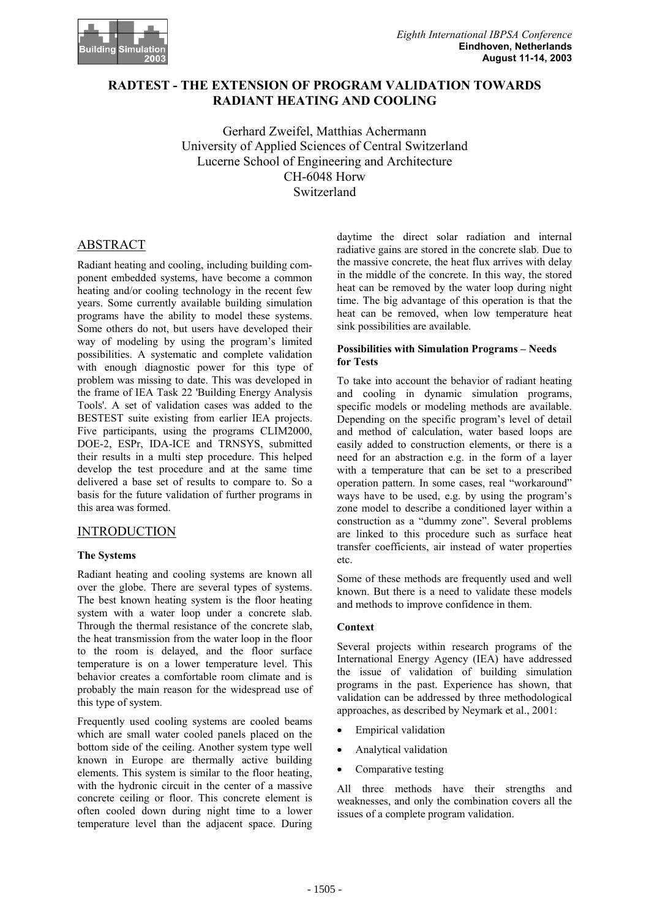# RADTEST - THE EXTENSION OF PROGRAM VALIDATION TOWARDS RADIANT HEATING AND COOLING

Gerhard Zweifel, Matthias Achermann
University of Applied Sciences of Central Switzerland
Lucerne School of Engineering and Architecture
CH-6048 Horw
Switzerland

## ABSTRACT

Radiant heating and cooling, including building component embedded systems, have become a common heating and/or cooling technology in the recent few years. Some currently available building simulation programs have the ability to model these systems. Some others do not, but users have developed their way of modeling by using the program's limited possibilities. A systematic and complete validation with enough diagnostic power for this type of problem was missing to date. This was developed in the frame of IEA Task 22 'Building Energy Analysis Tools'. A set of validation cases was added to the BESTEST suite existing from earlier IEA projects. Five participants, using the programs CLIM2000, DOE-2, ESPr, IDA-ICE and TRNSYS, submitted their results in a multi step procedure. This helped develop the test procedure and at the same time delivered a base set of results to compare to. So a basis for the future validation of further programs in this area was formed.

## INTRODUCTION

### The Systems

Radiant heating and cooling systems are known all over the globe. There are several types of systems. The best known heating system is the floor heating system with a water loop under a concrete slab. Through the thermal resistance of the concrete slab, the heat transmission from the water loop in the floor to the room is delayed, and the floor surface temperature is on a lower temperature level. This behavior creates a comfortable room climate and is probably the main reason for the widespread use of this type of system.

Frequently used cooling systems are cooled beams which are small water cooled panels placed on the bottom side of the ceiling. Another system type well known in Europe are thermally active building elements. This system is similar to the floor heating, with the hydronic circuit in the center of a massive concrete ceiling or floor. This concrete element is often cooled down during night time to a lower temperature level than the adjacent space. During daytime the direct solar radiation and internal radiative gains are stored in the concrete slab. Due to the massive concrete, the heat flux arrives with delay in the middle of the concrete. In this way, the stored heat can be removed by the water loop during night time. The big advantage of this operation is that the heat can be removed, when low temperature heat sink possibilities are available.

### Possibilities with Simulation Programs – Needs for Tests

To take into account the behavior of radiant heating and cooling in dynamic simulation programs, specific models or modeling methods are available. Depending on the specific program's level of detail and method of calculation, water based loops are easily added to construction elements, or there is a need for an abstraction e.g. in the form of a layer with a temperature that can be set to a prescribed operation pattern. In some cases, real "workaround" ways have to be used, e.g. by using the program's zone model to describe a conditioned layer within a construction as a "dummy zone". Several problems are linked to this procedure such as surface heat transfer coefficients, air instead of water properties etc.

Some of these methods are frequently used and well known. But there is a need to validate these models and methods to improve confidence in them.

### Context

Several projects within research programs of the International Energy Agency (IEA) have addressed the issue of validation of building simulation programs in the past. Experience has shown, that validation can be addressed by three methodological approaches, as described by Neymark et al., 2001:

- Empirical validation
- Analytical validation
- Comparative testing

All three methods have their strengths and weaknesses, and only the combination covers all the issues of a complete program validation.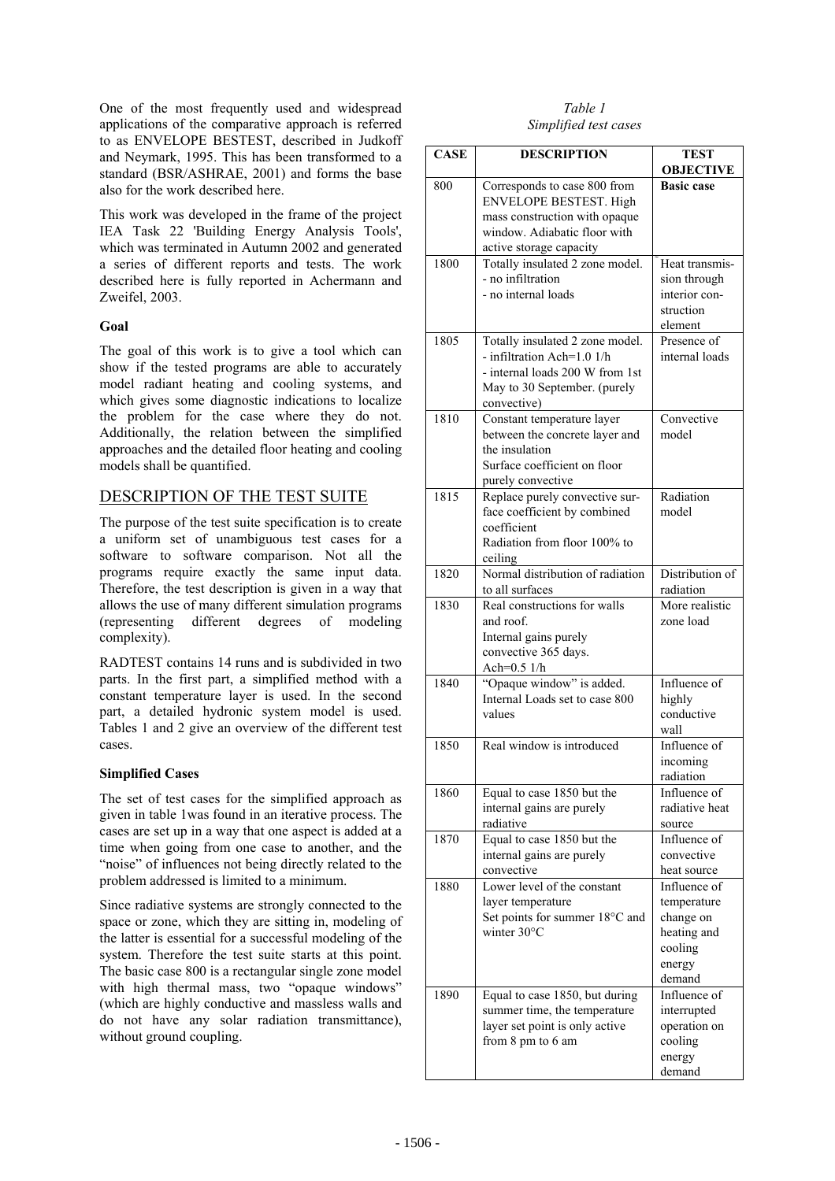One of the most frequently used and widespread applications of the comparative approach is referred to as ENVELOPE BESTEST, described in Judkoff and Neymark, 1995. This has been transformed to a standard (BSR/ASHRAE, 2001) and forms the base also for the work described here.

This work was developed in the frame of the project IEA Task 22 'Building Energy Analysis Tools', which was terminated in Autumn 2002 and generated a series of different reports and tests. The work described here is fully reported in Achermann and Zweifel, 2003.

**Goal**

The goal of this work is to give a tool which can show if the tested programs are able to accurately model radiant heating and cooling systems, and which gives some diagnostic indications to localize the problem for the case where they do not. Additionally, the relation between the simplified approaches and the detailed floor heating and cooling models shall be quantified.

## DESCRIPTION OF THE TEST SUITE

The purpose of the test suite specification is to create a uniform set of unambiguous test cases for a software to software comparison. Not all the programs require exactly the same input data. Therefore, the test description is given in a way that allows the use of many different simulation programs (representing different degrees of modeling complexity).

RADTEST contains 14 runs and is subdivided in two parts. In the first part, a simplified method with a constant temperature layer is used. In the second part, a detailed hydronic system model is used. Tables 1 and 2 give an overview of the different test cases.

**Simplified Cases**

The set of test cases for the simplified approach as given in table 1was found in an iterative process. The cases are set up in a way that one aspect is added at a time when going from one case to another, and the "noise" of influences not being directly related to the problem addressed is limited to a minimum.

Since radiative systems are strongly connected to the space or zone, which they are sitting in, modeling of the latter is essential for a successful modeling of the system. Therefore the test suite starts at this point. The basic case 800 is a rectangular single zone model with high thermal mass, two "opaque windows" (which are highly conductive and massless walls and do not have any solar radiation transmittance), without ground coupling.

*Table 1*
*Simplified test cases*

| CASE | DESCRIPTION | TEST OBJECTIVE |
|---|---|---|
| 800 | Corresponds to case 800 from ENVELOPE BESTEST. High mass construction with opaque window. Adiabatic floor with active storage capacity | **Basic case** |
| 1800 | Totally insulated 2 zone model. - no infiltration - no internal loads | Heat transmission through interior construction element |
| 1805 | Totally insulated 2 zone model. - infiltration Ach=1.0 1/h - internal loads 200 W from 1st May to 30 September. (purely convective) | Presence of internal loads |
| 1810 | Constant temperature layer between the concrete layer and the insulation Surface coefficient on floor purely convective | Convective model |
| 1815 | Replace purely convective surface coefficient by combined coefficient Radiation from floor 100% to ceiling | Radiation model |
| 1820 | Normal distribution of radiation to all surfaces | Distribution of radiation |
| 1830 | Real constructions for walls and roof. Internal gains purely convective 365 days. Ach=0.5 1/h | More realistic zone load |
| 1840 | "Opaque window" is added. Internal Loads set to case 800 values | Influence of highly conductive wall |
| 1850 | Real window is introduced | Influence of incoming radiation |
| 1860 | Equal to case 1850 but the internal gains are purely radiative | Influence of radiative heat source |
| 1870 | Equal to case 1850 but the internal gains are purely convective | Influence of convective heat source |
| 1880 | Lower level of the constant layer temperature Set points for summer 18°C and winter 30°C | Influence of temperature change on heating and cooling energy demand |
| 1890 | Equal to case 1850, but during summer time, the temperature layer set point is only active from 8 pm to 6 am | Influence of interrupted operation on cooling energy demand |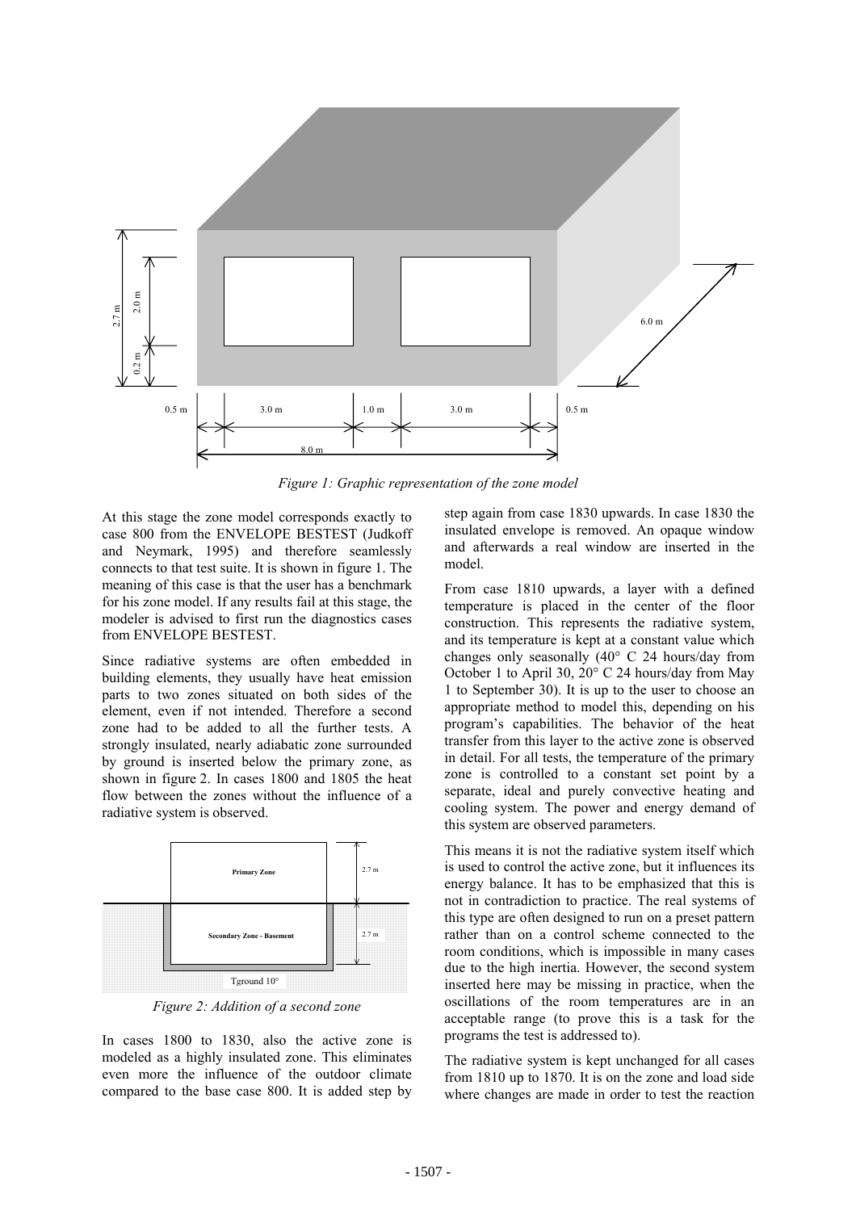*Figure 1: Graphic representation of the zone model*

At this stage the zone model corresponds exactly to case 800 from the ENVELOPE BESTEST (Judkoff and Neymark, 1995) and therefore seamlessly connects to that test suite. It is shown in figure 1. The meaning of this case is that the user has a benchmark for his zone model. If any results fail at this stage, the modeler is advised to first run the diagnostics cases from ENVELOPE BESTEST.

Since radiative systems are often embedded in building elements, they usually have heat emission parts to two zones situated on both sides of the element, even if not intended. Therefore a second zone had to be added to all the further tests. A strongly insulated, nearly adiabatic zone surrounded by ground is inserted below the primary zone, as shown in figure 2. In cases 1800 and 1805 the heat flow between the zones without the influence of a radiative system is observed.

*Figure 2: Addition of a second zone*

In cases 1800 to 1830, also the active zone is modeled as a highly insulated zone. This eliminates even more the influence of the outdoor climate compared to the base case 800. It is added step by step again from case 1830 upwards. In case 1830 the insulated envelope is removed. An opaque window and afterwards a real window are inserted in the model.

From case 1810 upwards, a layer with a defined temperature is placed in the center of the floor construction. This represents the radiative system, and its temperature is kept at a constant value which changes only seasonally (40° C 24 hours/day from October 1 to April 30, 20° C 24 hours/day from May 1 to September 30). It is up to the user to choose an appropriate method to model this, depending on his program's capabilities. The behavior of the heat transfer from this layer to the active zone is observed in detail. For all tests, the temperature of the primary zone is controlled to a constant set point by a separate, ideal and purely convective heating and cooling system. The power and energy demand of this system are observed parameters.

This means it is not the radiative system itself which is used to control the active zone, but it influences its energy balance. It has to be emphasized that this is not in contradiction to practice. The real systems of this type are often designed to run on a preset pattern rather than on a control scheme connected to the room conditions, which is impossible in many cases due to the high inertia. However, the second system inserted here may be missing in practice, when the oscillations of the room temperatures are in an acceptable range (to prove this is a task for the programs the test is addressed to).

The radiative system is kept unchanged for all cases from 1810 up to 1870. It is on the zone and load side where changes are made in order to test the reaction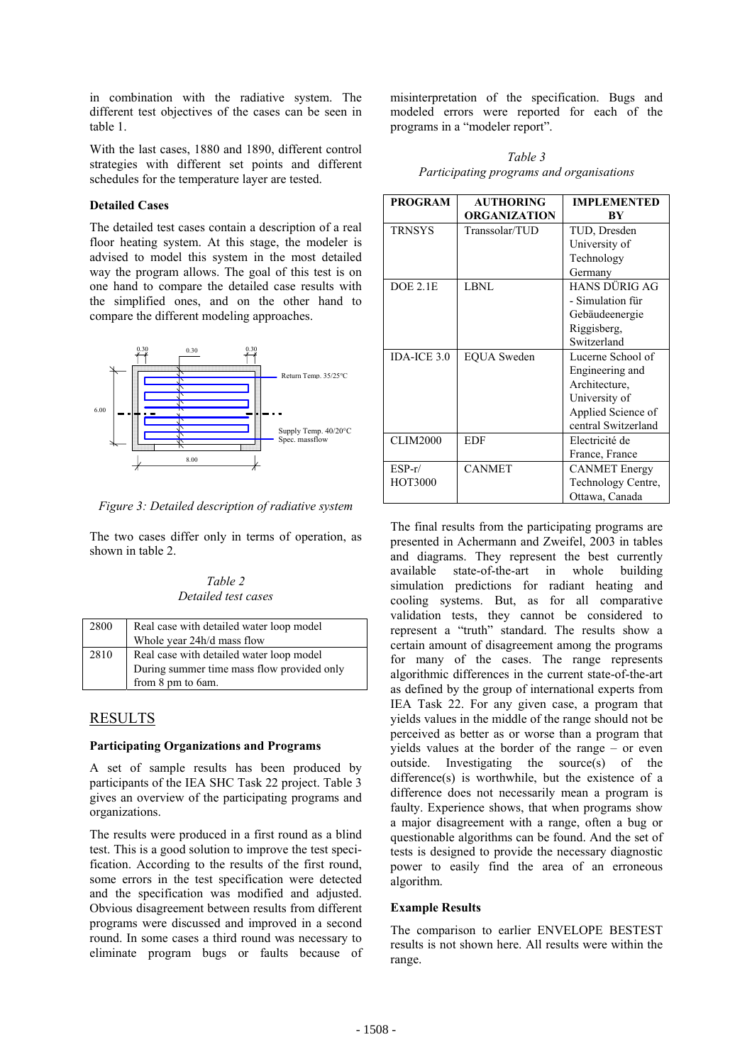in combination with the radiative system. The different test objectives of the cases can be seen in table 1.

With the last cases, 1880 and 1890, different control strategies with different set points and different schedules for the temperature layer are tested.

**Detailed Cases**

The detailed test cases contain a description of a real floor heating system. At this stage, the modeler is advised to model this system in the most detailed way the program allows. The goal of this test is on one hand to compare the detailed case results with the simplified ones, and on the other hand to compare the different modeling approaches.

*Figure 3: Detailed description of radiative system*

The two cases differ only in terms of operation, as shown in table 2.

*Table 2*
*Detailed test cases*

| | |
|---|---|
| 2800 | Real case with detailed water loop model<br>Whole year 24h/d mass flow |
| 2810 | Real case with detailed water loop model<br>During summer time mass flow provided only from 8 pm to 6am. |

## RESULTS

**Participating Organizations and Programs**

A set of sample results has been produced by participants of the IEA SHC Task 22 project. Table 3 gives an overview of the participating programs and organizations.

The results were produced in a first round as a blind test. This is a good solution to improve the test specification. According to the results of the first round, some errors in the test specification were detected and the specification was modified and adjusted. Obvious disagreement between results from different programs were discussed and improved in a second round. In some cases a third round was necessary to eliminate program bugs or faults because of misinterpretation of the specification. Bugs and modeled errors were reported for each of the programs in a "modeler report".

*Table 3*
*Participating programs and organisations*

| PROGRAM | AUTHORING ORGANIZATION | IMPLEMENTED BY |
|---|---|---|
| TRNSYS | Transsolar/TUD | TUD, Dresden University of Technology Germany |
| DOE 2.1E | LBNL | HANS DÜRIG AG - Simulation für Gebäudeenergie Riggisberg, Switzerland |
| IDA-ICE 3.0 | EQUA Sweden | Lucerne School of Engineering and Architecture, University of Applied Science of central Switzerland |
| CLIM2000 | EDF | Electricité de France, France |
| ESP-r/ HOT3000 | CANMET | CANMET Energy Technology Centre, Ottawa, Canada |

The final results from the participating programs are presented in Achermann and Zweifel, 2003 in tables and diagrams. They represent the best currently available state-of-the-art in whole building simulation predictions for radiant heating and cooling systems. But, as for all comparative validation tests, they cannot be considered to represent a "truth" standard. The results show a certain amount of disagreement among the programs for many of the cases. The range represents algorithmic differences in the current state-of-the-art as defined by the group of international experts from IEA Task 22. For any given case, a program that yields values in the middle of the range should not be perceived as better as or worse than a program that yields values at the border of the range – or even outside. Investigating the source(s) of the difference(s) is worthwhile, but the existence of a difference does not necessarily mean a program is faulty. Experience shows, that when programs show a major disagreement with a range, often a bug or questionable algorithms can be found. And the set of tests is designed to provide the necessary diagnostic power to easily find the area of an erroneous algorithm.

**Example Results**

The comparison to earlier ENVELOPE BESTEST results is not shown here. All results were within the range.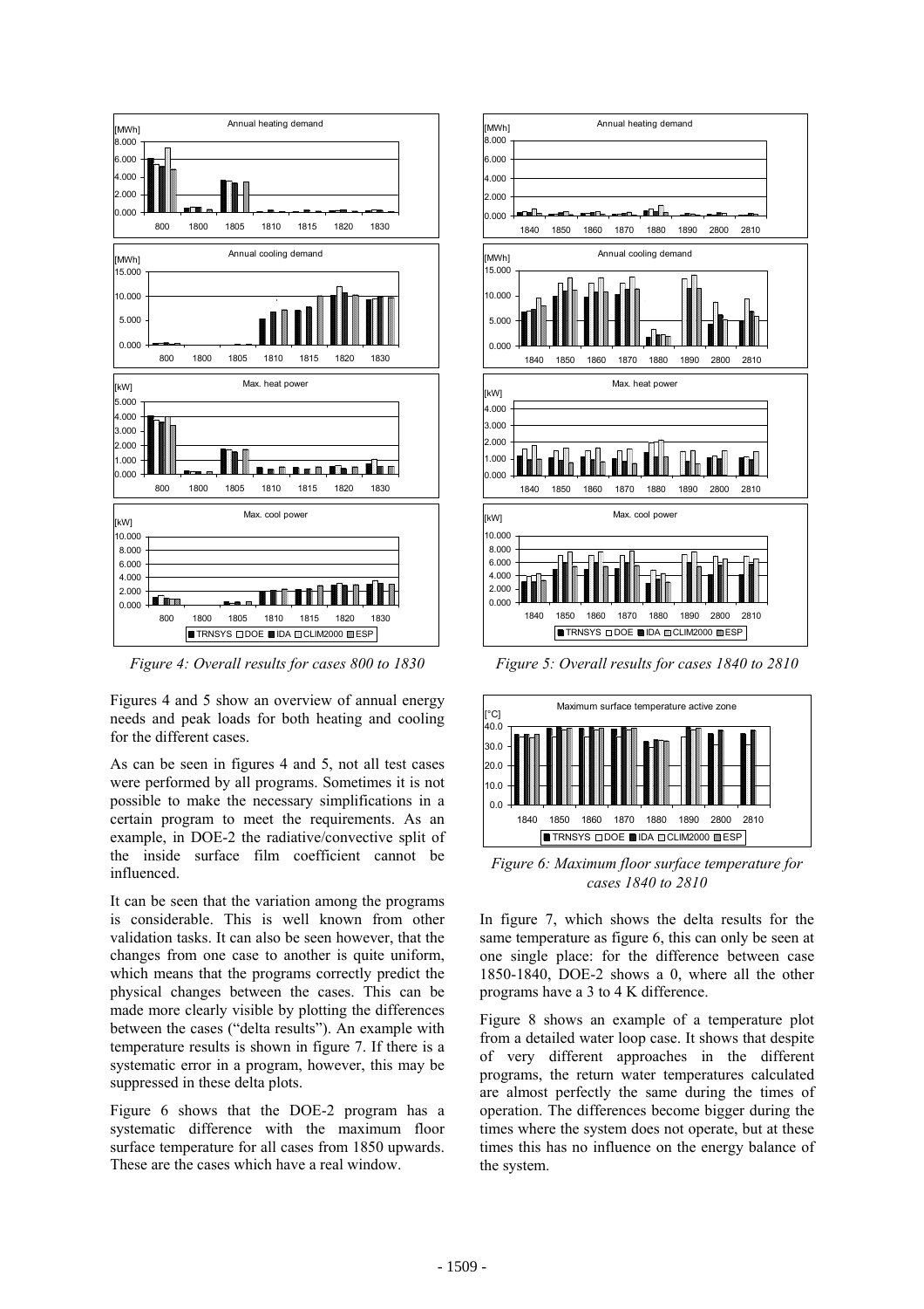*Figure 4: Overall results for cases 800 to 1830*

*Figure 5: Overall results for cases 1840 to 2810*

Figures 4 and 5 show an overview of annual energy needs and peak loads for both heating and cooling for the different cases.

As can be seen in figures 4 and 5, not all test cases were performed by all programs. Sometimes it is not possible to make the necessary simplifications in a certain program to meet the requirements. As an example, in DOE-2 the radiative/convective split of the inside surface film coefficient cannot be influenced.

It can be seen that the variation among the programs is considerable. This is well known from other validation tasks. It can also be seen however, that the changes from one case to another is quite uniform, which means that the programs correctly predict the physical changes between the cases. This can be made more clearly visible by plotting the differences between the cases ("delta results"). An example with temperature results is shown in figure 7. If there is a systematic error in a program, however, this may be suppressed in these delta plots.

Figure 6 shows that the DOE-2 program has a systematic difference with the maximum floor surface temperature for all cases from 1850 upwards. These are the cases which have a real window.

*Figure 6: Maximum floor surface temperature for cases 1840 to 2810*

In figure 7, which shows the delta results for the same temperature as figure 6, this can only be seen at one single place: for the difference between case 1850-1840, DOE-2 shows a 0, where all the other programs have a 3 to 4 K difference.

Figure 8 shows an example of a temperature plot from a detailed water loop case. It shows that despite of very different approaches in the different programs, the return water temperatures calculated are almost perfectly the same during the times of operation. The differences become bigger during the times where the system does not operate, but at these times this has no influence on the energy balance of the system.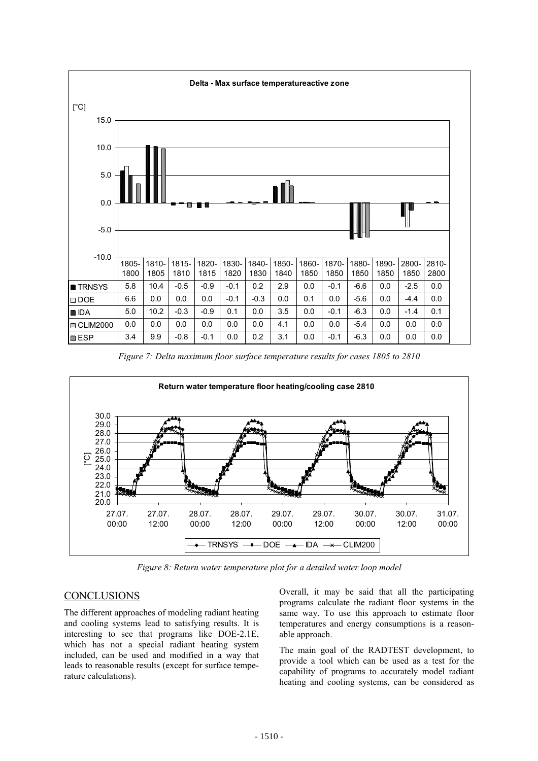**Delta - Max surface temperatureactive zone**

[°C]

| | 1805-1800 | 1810-1805 | 1815-1810 | 1820-1815 | 1830-1820 | 1840-1830 | 1850-1840 | 1860-1850 | 1870-1850 | 1880-1850 | 1890-1850 | 2800-1850 | 2810-2800 |
|---|---|---|---|---|---|---|---|---|---|---|---|---|---|
| TRNSYS | 5.8 | 10.4 | -0.5 | -0.9 | -0.1 | 0.2 | 2.9 | 0.0 | -0.1 | -6.6 | 0.0 | -2.5 | 0.0 |
| DOE | 6.6 | 0.0 | 0.0 | 0.0 | -0.1 | -0.3 | 0.0 | 0.1 | 0.0 | -5.6 | 0.0 | -4.4 | 0.0 |
| IDA | 5.0 | 10.2 | -0.3 | -0.9 | 0.1 | 0.0 | 3.5 | 0.0 | -0.1 | -6.3 | 0.0 | -1.4 | 0.1 |
| CLIM2000 | 0.0 | 0.0 | 0.0 | 0.0 | 0.0 | 0.0 | 4.1 | 0.0 | 0.0 | -5.4 | 0.0 | 0.0 | 0.0 |
| ESP | 3.4 | 9.9 | -0.8 | -0.1 | 0.0 | 0.2 | 3.1 | 0.0 | -0.1 | -6.3 | 0.0 | 0.0 | 0.0 |

*Figure 7: Delta maximum floor surface temperature results for cases 1805 to 2810*

*Figure 8: Return water temperature plot for a detailed water loop model*

## CONCLUSIONS

The different approaches of modeling radiant heating and cooling systems lead to satisfying results. It is interesting to see that programs like DOE-2.1E, which has not a special radiant heating system included, can be used and modified in a way that leads to reasonable results (except for surface temperature calculations).

Overall, it may be said that all the participating programs calculate the radiant floor systems in the same way. To use this approach to estimate floor temperatures and energy consumptions is a reasonable approach.

The main goal of the RADTEST development, to provide a tool which can be used as a test for the capability of programs to accurately model radiant heating and cooling systems, can be considered as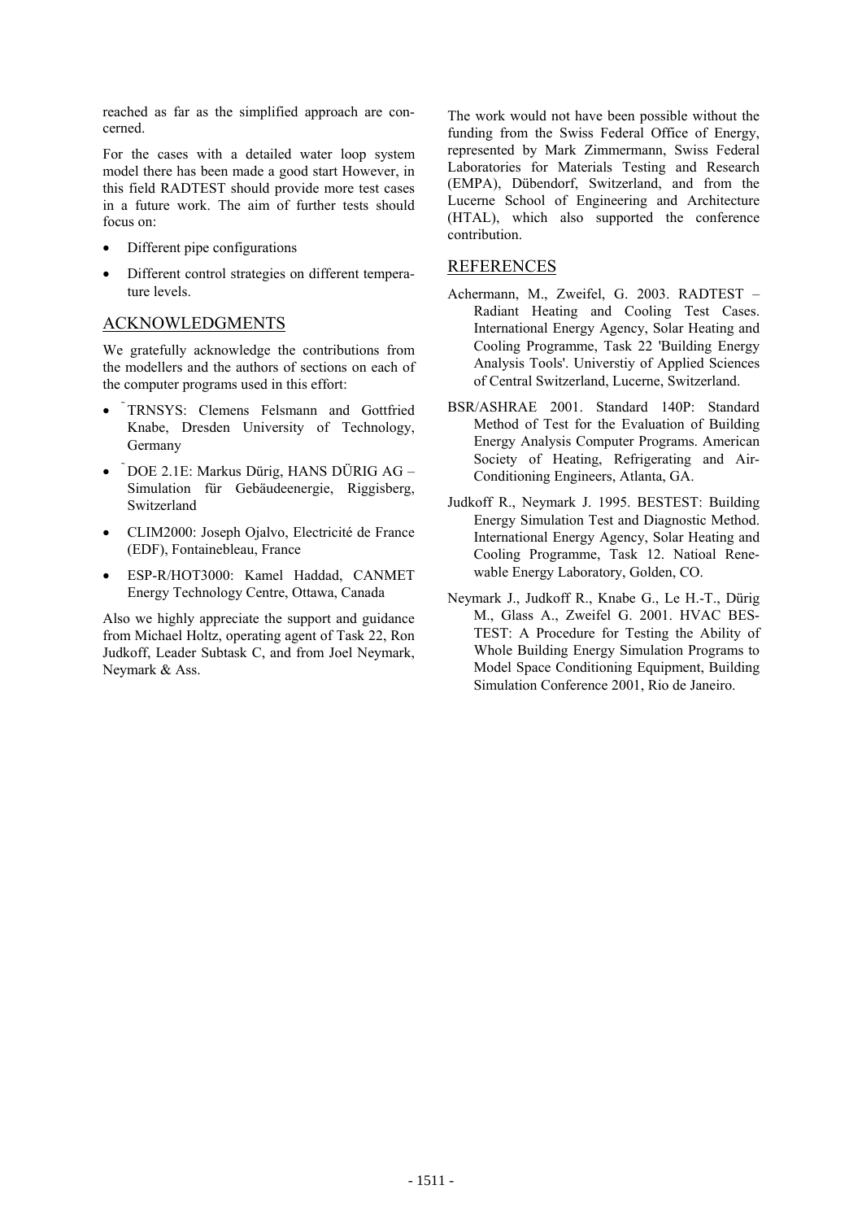reached as far as the simplified approach are concerned.

For the cases with a detailed water loop system model there has been made a good start However, in this field RADTEST should provide more test cases in a future work. The aim of further tests should focus on:

- Different pipe configurations
- Different control strategies on different temperature levels.

## ACKNOWLEDGMENTS

We gratefully acknowledge the contributions from the modellers and the authors of sections on each of the computer programs used in this effort:

- TRNSYS: Clemens Felsmann and Gottfried Knabe, Dresden University of Technology, Germany
- DOE 2.1E: Markus Dürig, HANS DÜRIG AG – Simulation für Gebäudeenergie, Riggisberg, Switzerland
- CLIM2000: Joseph Ojalvo, Electricité de France (EDF), Fontainebleau, France
- ESP-R/HOT3000: Kamel Haddad, CANMET Energy Technology Centre, Ottawa, Canada

Also we highly appreciate the support and guidance from Michael Holtz, operating agent of Task 22, Ron Judkoff, Leader Subtask C, and from Joel Neymark, Neymark & Ass.

The work would not have been possible without the funding from the Swiss Federal Office of Energy, represented by Mark Zimmermann, Swiss Federal Laboratories for Materials Testing and Research (EMPA), Dübendorf, Switzerland, and from the Lucerne School of Engineering and Architecture (HTAL), which also supported the conference contribution.

## REFERENCES

Achermann, M., Zweifel, G. 2003. RADTEST – Radiant Heating and Cooling Test Cases. International Energy Agency, Solar Heating and Cooling Programme, Task 22 'Building Energy Analysis Tools'. Universtiy of Applied Sciences of Central Switzerland, Lucerne, Switzerland.

BSR/ASHRAE 2001. Standard 140P: Standard Method of Test for the Evaluation of Building Energy Analysis Computer Programs. American Society of Heating, Refrigerating and Air-Conditioning Engineers, Atlanta, GA.

Judkoff R., Neymark J. 1995. BESTEST: Building Energy Simulation Test and Diagnostic Method. International Energy Agency, Solar Heating and Cooling Programme, Task 12. Natioal Renewable Energy Laboratory, Golden, CO.

Neymark J., Judkoff R., Knabe G., Le H.-T., Dürig M., Glass A., Zweifel G. 2001. HVAC BESTEST: A Procedure for Testing the Ability of Whole Building Energy Simulation Programs to Model Space Conditioning Equipment, Building Simulation Conference 2001, Rio de Janeiro.